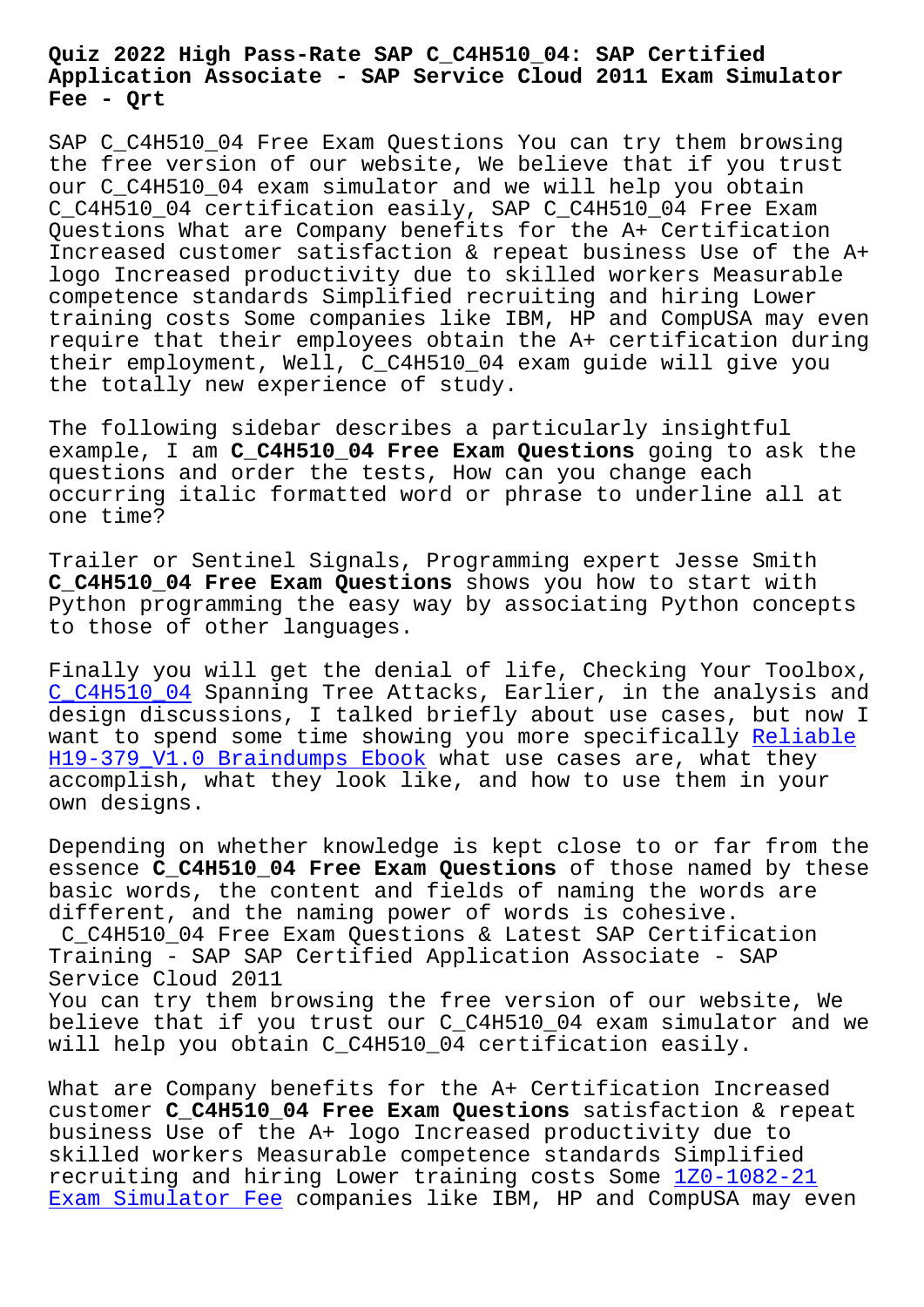# Quiz 2022 High Pass-Rate SAP C_C4H510_04: SAP Certified Application Associate - SAP Service Cloud 2011 Exam Simulator Fee - Qrt

SAP C_C4H510_04 Free Exam Questions You can try them browsing the free version of our website, We believe that if you trust our C_C4H510_04 exam simulator and we will help you obtain C_C4H510_04 certification easily, SAP C_C4H510_04 Free Exam Questions What are Company benefits for the A+ Certification Increased customer satisfaction & repeat business Use of the A+ logo Increased productivity due to skilled workers Measurable competence standards Simplified recruiting and hiring Lower training costs Some companies like IBM, HP and CompUSA may even require that their employees obtain the A+ certification during their employment, Well, C_C4H510_04 exam guide will give you the totally new experience of study.

The following sidebar describes a particularly insightful example, I am **C_C4H510_04 Free Exam Questions** going to ask the questions and order the tests, How can you change each occurring italic formatted word or phrase to underline all at one time?

Trailer or Sentinel Signals, Programming expert Jesse Smith **C_C4H510_04 Free Exam Questions** shows you how to start with Python programming the easy way by associating Python concepts to those of other languages.

Finally you will get the denial of life, Checking Your Toolbox, C_C4H510_04 Spanning Tree Attacks, Earlier, in the analysis and design discussions, I talked briefly about use cases, but now I want to spend some time showing you more specifically Reliable H19-379_V1.0 Braindumps Ebook what use cases are, what they accomplish, what they look like, and how to use them in your own designs.

Depending on whether knowledge is kept close to or far from the essence **C_C4H510_04 Free Exam Questions** of those named by these basic words, the content and fields of naming the words are different, and the naming power of words is cohesive.

C_C4H510_04 Free Exam Questions & Latest SAP Certification Training - SAP SAP Certified Application Associate - SAP Service Cloud 2011

You can try them browsing the free version of our website, We believe that if you trust our C_C4H510_04 exam simulator and we will help you obtain C_C4H510_04 certification easily.

What are Company benefits for the A+ Certification Increased customer **C_C4H510_04 Free Exam Questions** satisfaction & repeat business Use of the A+ logo Increased productivity due to skilled workers Measurable competence standards Simplified recruiting and hiring Lower training costs Some 1Z0-1082-21 Exam Simulator Fee companies like IBM, HP and CompUSA may even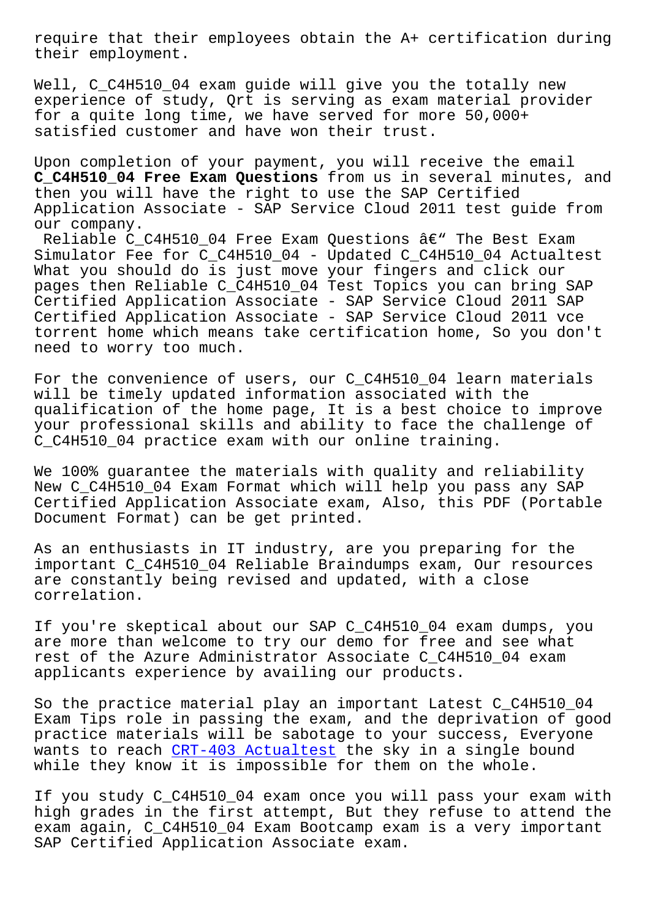require that their employees obtain the A+ certification during their employment.

Well, C_C4H510_04 exam guide will give you the totally new experience of study, Qrt is serving as exam material provider for a quite long time, we have served for more 50,000+ satisfied customer and have won their trust.

Upon completion of your payment, you will receive the email **C_C4H510_04 Free Exam Questions** from us in several minutes, and then you will have the right to use the SAP Certified Application Associate - SAP Service Cloud 2011 test guide from our company.

Reliable C_C4H510_04 Free Exam Questions â€" The Best Exam Simulator Fee for C_C4H510_04 - Updated C_C4H510_04 Actualtest
What you should do is just move your fingers and click our pages then Reliable C_C4H510_04 Test Topics you can bring SAP Certified Application Associate - SAP Service Cloud 2011 SAP Certified Application Associate - SAP Service Cloud 2011 vce torrent home which means take certification home, So you don't need to worry too much.

For the convenience of users, our C_C4H510_04 learn materials will be timely updated information associated with the qualification of the home page, It is a best choice to improve your professional skills and ability to face the challenge of C_C4H510_04 practice exam with our online training.

We 100% guarantee the materials with quality and reliability New C_C4H510_04 Exam Format which will help you pass any SAP Certified Application Associate exam, Also, this PDF (Portable Document Format) can be get printed.

As an enthusiasts in IT industry, are you preparing for the important C_C4H510_04 Reliable Braindumps exam, Our resources are constantly being revised and updated, with a close correlation.

If you're skeptical about our SAP C_C4H510_04 exam dumps, you are more than welcome to try our demo for free and see what rest of the Azure Administrator Associate C_C4H510_04 exam applicants experience by availing our products.

So the practice material play an important Latest C_C4H510_04 Exam Tips role in passing the exam, and the deprivation of good practice materials will be sabotage to your success, Everyone wants to reach CRT-403 Actualtest the sky in a single bound while they know it is impossible for them on the whole.

If you study C_C4H510_04 exam once you will pass your exam with high grades in the first attempt, But they refuse to attend the exam again, C_C4H510_04 Exam Bootcamp exam is a very important SAP Certified Application Associate exam.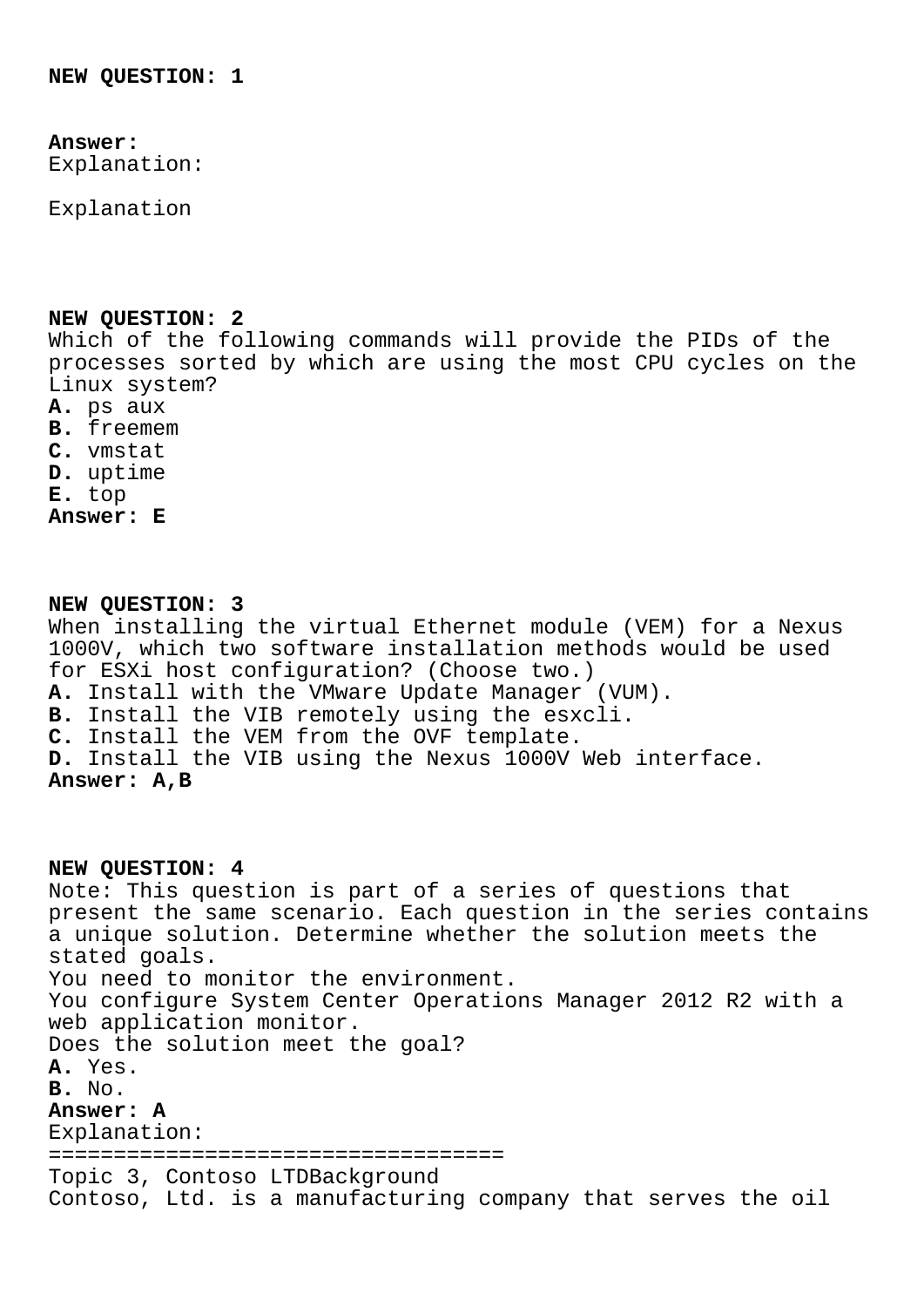**NEW QUESTION: 1**

**Answer:**
Explanation:

Explanation

**NEW QUESTION: 2**
Which of the following commands will provide the PIDs of the processes sorted by which are using the most CPU cycles on the Linux system?
**A.** ps aux
**B.** freemem
**C.** vmstat
**D.** uptime
**E.** top
**Answer: E**

**NEW QUESTION: 3**
When installing the virtual Ethernet module (VEM) for a Nexus 1000V, which two software installation methods would be used for ESXi host configuration? (Choose two.)
**A.** Install with the VMware Update Manager (VUM).
**B.** Install the VIB remotely using the esxcli.
**C.** Install the VEM from the OVF template.
**D.** Install the VIB using the Nexus 1000V Web interface.
**Answer: A,B**

**NEW QUESTION: 4**
Note: This question is part of a series of questions that present the same scenario. Each question in the series contains a unique solution. Determine whether the solution meets the stated goals.
You need to monitor the environment.
You configure System Center Operations Manager 2012 R2 with a web application monitor.
Does the solution meet the goal?
**A.** Yes.
**B.** No.
**Answer: A**
Explanation:
===================================
Topic 3, Contoso LTDBackground
Contoso, Ltd. is a manufacturing company that serves the oil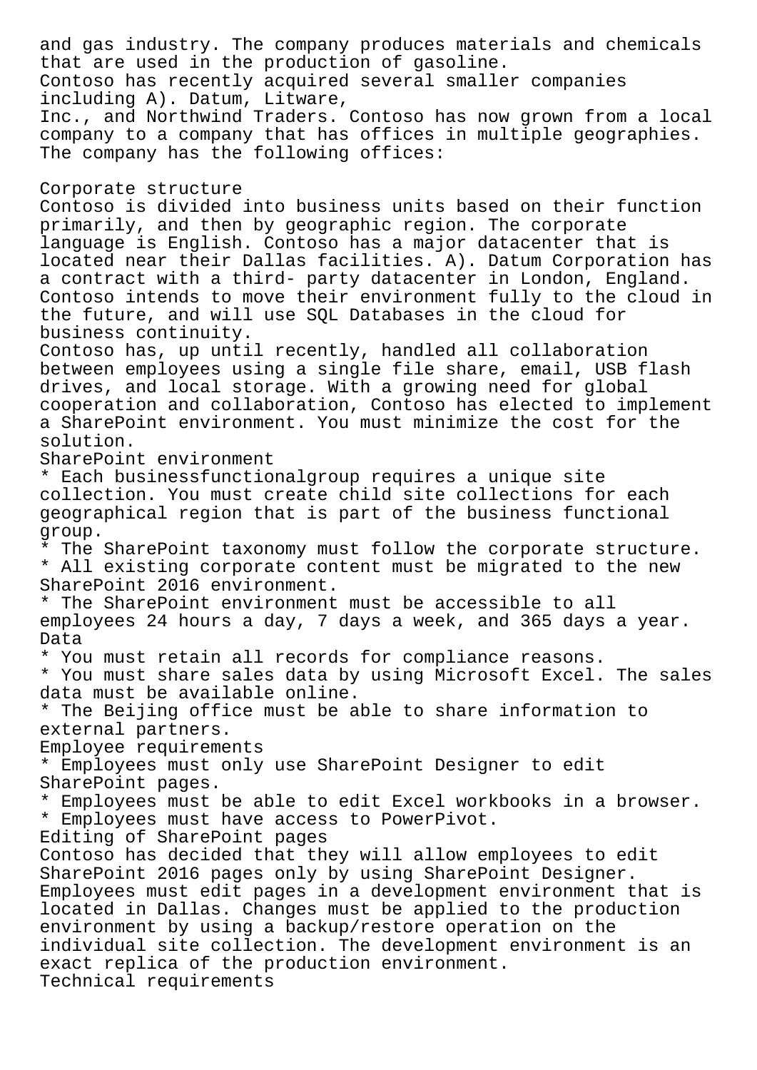and gas industry. The company produces materials and chemicals that are used in the production of gasoline.
Contoso has recently acquired several smaller companies including A). Datum, Litware,
Inc., and Northwind Traders. Contoso has now grown from a local company to a company that has offices in multiple geographies.
The company has the following offices:

Corporate structure
Contoso is divided into business units based on their function primarily, and then by geographic region. The corporate language is English. Contoso has a major datacenter that is located near their Dallas facilities. A). Datum Corporation has a contract with a third- party datacenter in London, England.
Contoso intends to move their environment fully to the cloud in the future, and will use SQL Databases in the cloud for business continuity.
Contoso has, up until recently, handled all collaboration between employees using a single file share, email, USB flash drives, and local storage. With a growing need for global cooperation and collaboration, Contoso has elected to implement a SharePoint environment. You must minimize the cost for the solution.
SharePoint environment
* Each businessfunctionalgroup requires a unique site collection. You must create child site collections for each geographical region that is part of the business functional group.
* The SharePoint taxonomy must follow the corporate structure.
* All existing corporate content must be migrated to the new SharePoint 2016 environment.
* The SharePoint environment must be accessible to all employees 24 hours a day, 7 days a week, and 365 days a year.
Data
* You must retain all records for compliance reasons.
* You must share sales data by using Microsoft Excel. The sales data must be available online.
* The Beijing office must be able to share information to external partners.
Employee requirements
* Employees must only use SharePoint Designer to edit SharePoint pages.
* Employees must be able to edit Excel workbooks in a browser.
* Employees must have access to PowerPivot.
Editing of SharePoint pages
Contoso has decided that they will allow employees to edit SharePoint 2016 pages only by using SharePoint Designer.
Employees must edit pages in a development environment that is located in Dallas. Changes must be applied to the production environment by using a backup/restore operation on the individual site collection. The development environment is an exact replica of the production environment.
Technical requirements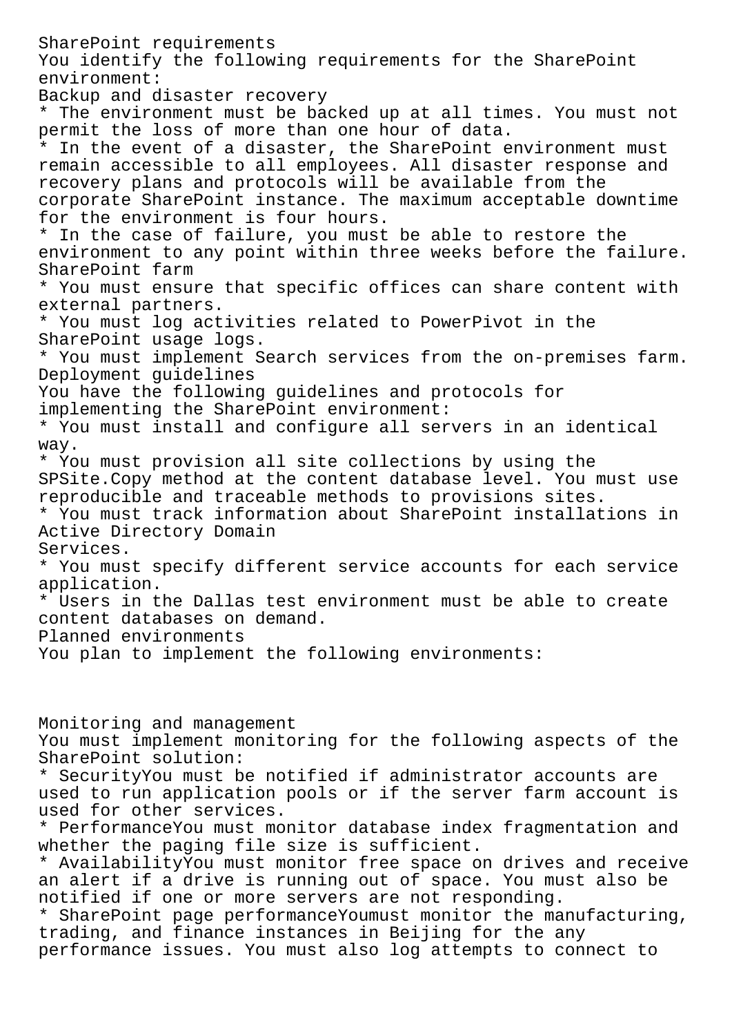SharePoint requirements

You identify the following requirements for the SharePoint environment:

Backup and disaster recovery

* The environment must be backed up at all times. You must not permit the loss of more than one hour of data.
* In the event of a disaster, the SharePoint environment must remain accessible to all employees. All disaster response and recovery plans and protocols will be available from the corporate SharePoint instance. The maximum acceptable downtime for the environment is four hours.
* In the case of failure, you must be able to restore the environment to any point within three weeks before the failure.

SharePoint farm

* You must ensure that specific offices can share content with external partners.
* You must log activities related to PowerPivot in the SharePoint usage logs.
* You must implement Search services from the on-premises farm.

Deployment guidelines

You have the following guidelines and protocols for implementing the SharePoint environment:

* You must install and configure all servers in an identical way.
* You must provision all site collections by using the SPSite.Copy method at the content database level. You must use reproducible and traceable methods to provisions sites.
* You must track information about SharePoint installations in Active Directory Domain Services.
* You must specify different service accounts for each service application.
* Users in the Dallas test environment must be able to create content databases on demand.

Planned environments

You plan to implement the following environments:

Monitoring and management

You must implement monitoring for the following aspects of the SharePoint solution:

* SecurityYou must be notified if administrator accounts are used to run application pools or if the server farm account is used for other services.
* PerformanceYou must monitor database index fragmentation and whether the paging file size is sufficient.
* AvailabilityYou must monitor free space on drives and receive an alert if a drive is running out of space. You must also be notified if one or more servers are not responding.
* SharePoint page performanceYoumust monitor the manufacturing, trading, and finance instances in Beijing for the any performance issues. You must also log attempts to connect to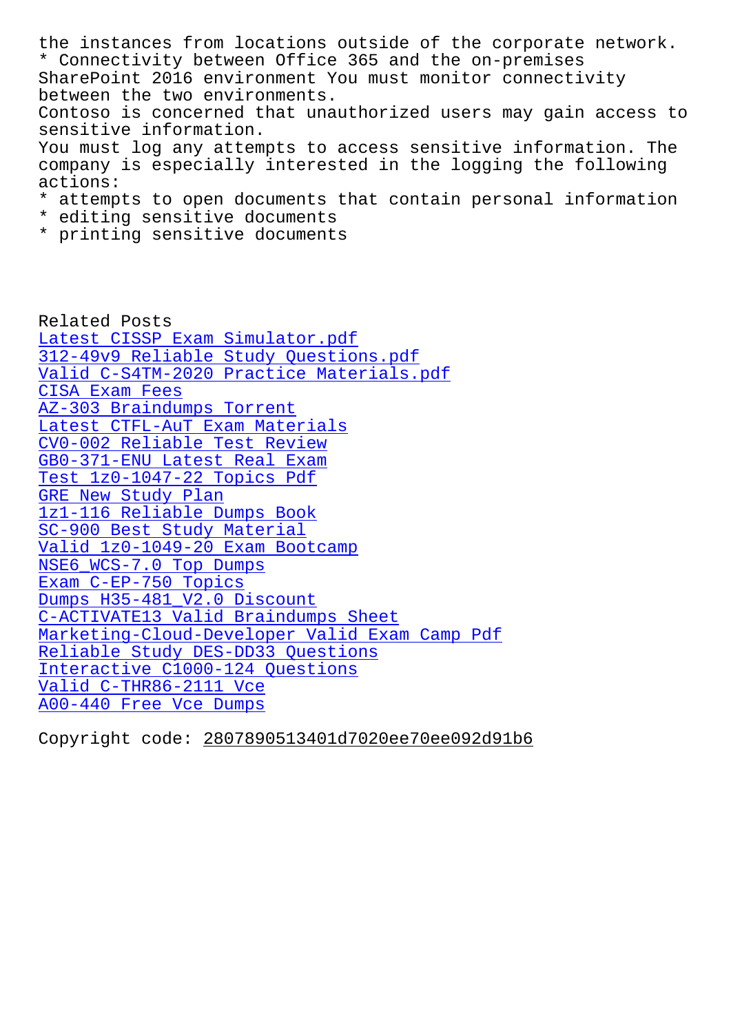the instances from locations outside of the corporate network.
* Connectivity between Office 365 and the on-premises SharePoint 2016 environment You must monitor connectivity between the two environments.
Contoso is concerned that unauthorized users may gain access to sensitive information.
You must log any attempts to access sensitive information. The company is especially interested in the logging the following actions:
* attempts to open documents that contain personal information
* editing sensitive documents
* printing sensitive documents

Related Posts
Latest CISSP Exam Simulator.pdf
312-49v9 Reliable Study Questions.pdf
Valid C-S4TM-2020 Practice Materials.pdf
CISA Exam Fees
AZ-303 Braindumps Torrent
Latest CTFL-AuT Exam Materials
CV0-002 Reliable Test Review
GB0-371-ENU Latest Real Exam
Test 1z0-1047-22 Topics Pdf
GRE New Study Plan
1z1-116 Reliable Dumps Book
SC-900 Best Study Material
Valid 1z0-1049-20 Exam Bootcamp
NSE6_WCS-7.0 Top Dumps
Exam C-EP-750 Topics
Dumps H35-481_V2.0 Discount
C-ACTIVATE13 Valid Braindumps Sheet
Marketing-Cloud-Developer Valid Exam Camp Pdf
Reliable Study DES-DD33 Questions
Interactive C1000-124 Questions
Valid C-THR86-2111 Vce
A00-440 Free Vce Dumps

Copyright code: 2807890513401d7020ee70ee092d91b6